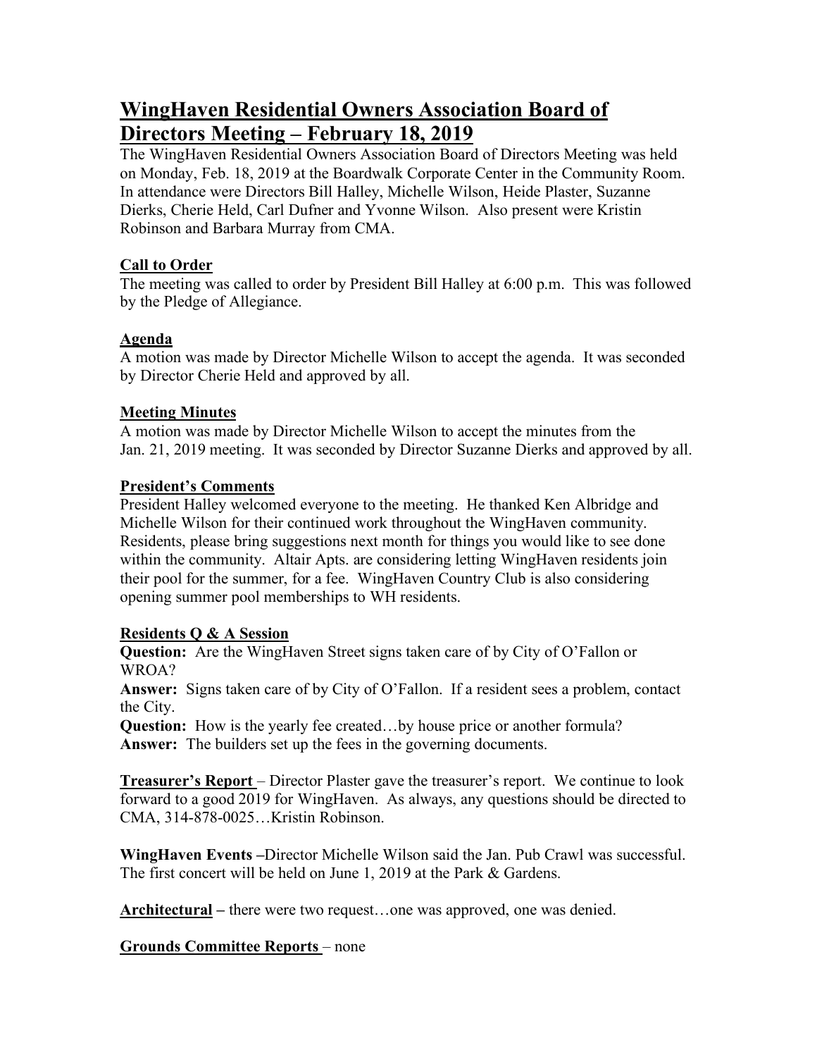# WingHaven Residential Owners Association Board of Directors Meeting – February 18, 2019

The WingHaven Residential Owners Association Board of Directors Meeting was held on Monday, Feb. 18, 2019 at the Boardwalk Corporate Center in the Community Room. In attendance were Directors Bill Halley, Michelle Wilson, Heide Plaster, Suzanne Dierks, Cherie Held, Carl Dufner and Yvonne Wilson. Also present were Kristin Robinson and Barbara Murray from CMA.

**Call to Order**

The meeting was called to order by President Bill Halley at 6:00 p.m. This was followed by the Pledge of Allegiance.

**Agenda**

A motion was made by Director Michelle Wilson to accept the agenda. It was seconded by Director Cherie Held and approved by all.

**Meeting Minutes**

A motion was made by Director Michelle Wilson to accept the minutes from the Jan. 21, 2019 meeting. It was seconded by Director Suzanne Dierks and approved by all.

**President's Comments**

President Halley welcomed everyone to the meeting. He thanked Ken Albridge and Michelle Wilson for their continued work throughout the WingHaven community. Residents, please bring suggestions next month for things you would like to see done within the community. Altair Apts. are considering letting WingHaven residents join their pool for the summer, for a fee. WingHaven Country Club is also considering opening summer pool memberships to WH residents.

**Residents Q & A Session**

**Question:** Are the WingHaven Street signs taken care of by City of O'Fallon or WROA?

**Answer:** Signs taken care of by City of O'Fallon. If a resident sees a problem, contact the City.

**Question:** How is the yearly fee created…by house price or another formula?

**Answer:** The builders set up the fees in the governing documents.

**Treasurer's Report** – Director Plaster gave the treasurer's report. We continue to look forward to a good 2019 for WingHaven. As always, any questions should be directed to CMA, 314-878-0025…Kristin Robinson.

**WingHaven Events** –Director Michelle Wilson said the Jan. Pub Crawl was successful. The first concert will be held on June 1, 2019 at the Park & Gardens.

**Architectural** – there were two request…one was approved, one was denied.

**Grounds Committee Reports** – none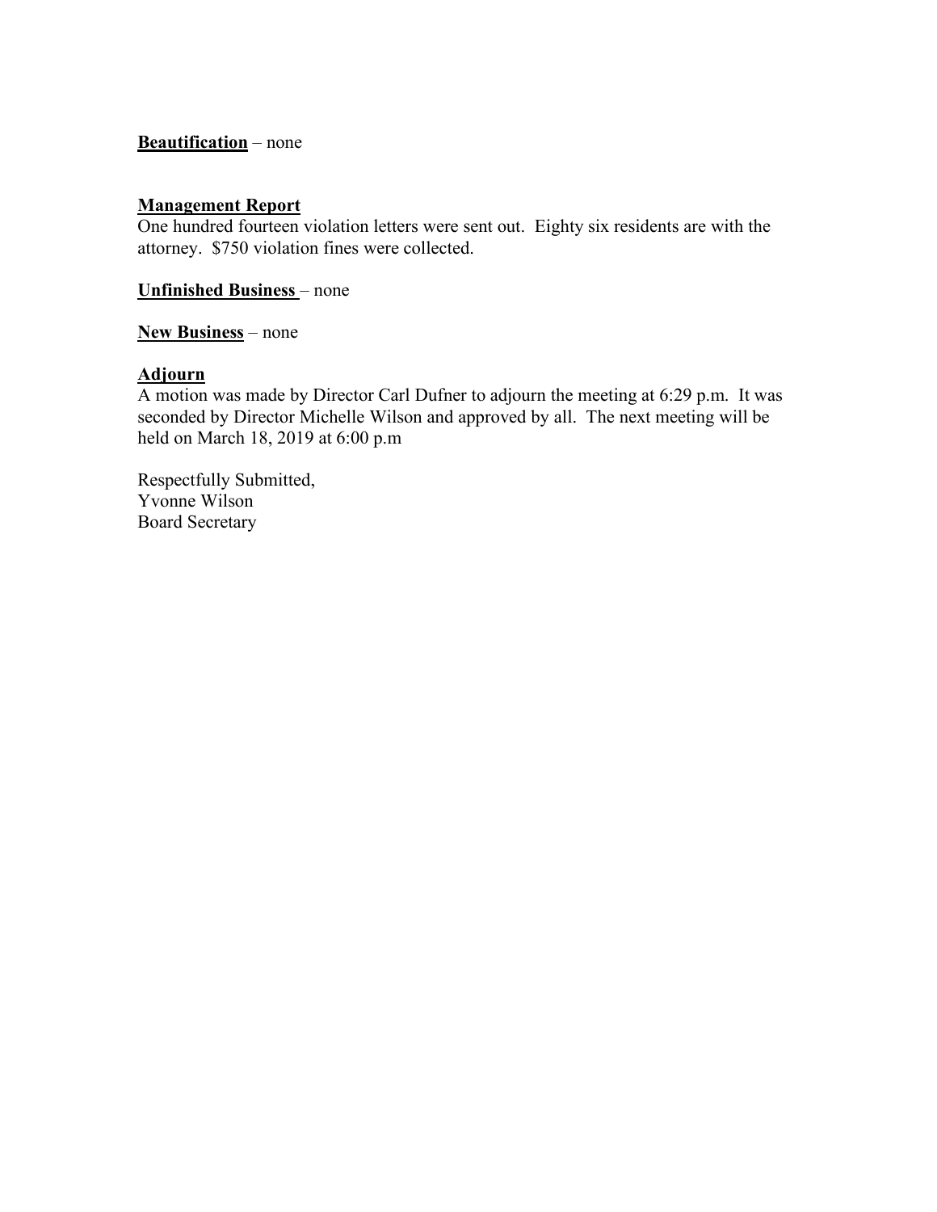**Beautification** – none

**Management Report**
One hundred fourteen violation letters were sent out. Eighty six residents are with the attorney. $750 violation fines were collected.

**Unfinished Business** – none

**New Business** – none

**Adjourn**
A motion was made by Director Carl Dufner to adjourn the meeting at 6:29 p.m. It was seconded by Director Michelle Wilson and approved by all. The next meeting will be held on March 18, 2019 at 6:00 p.m

Respectfully Submitted,
Yvonne Wilson
Board Secretary